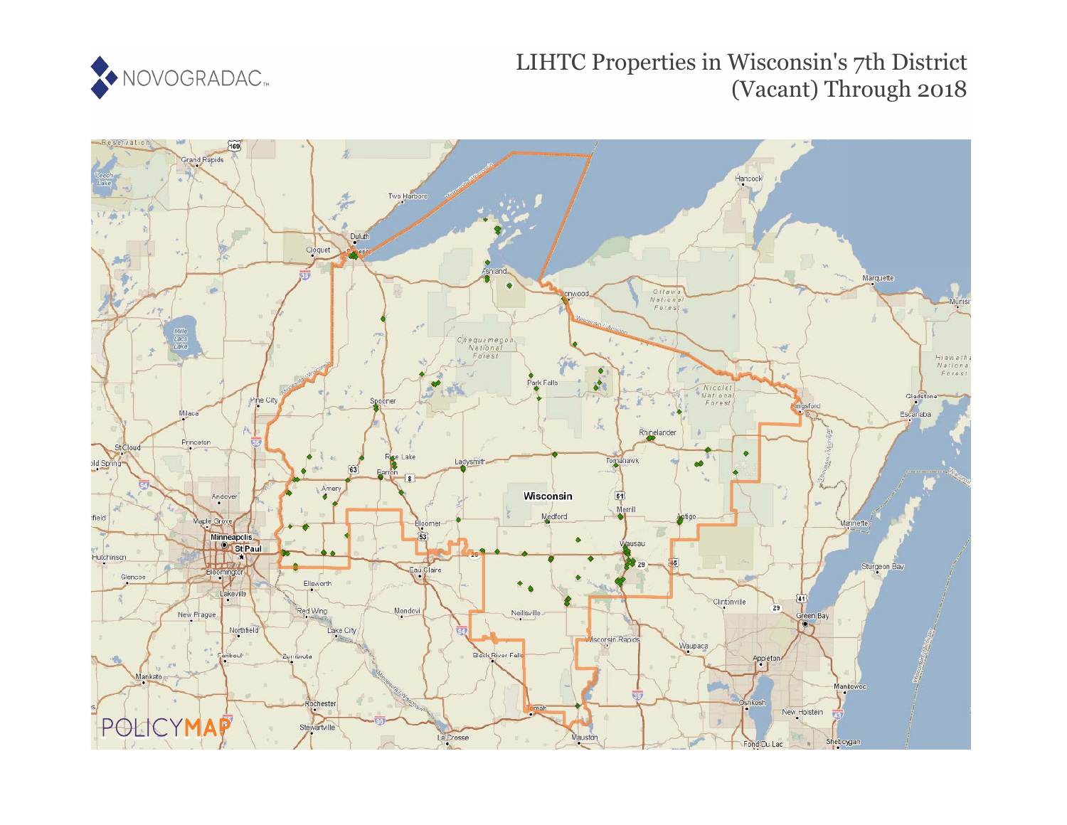NOVOGRADAC

# LIHTC Properties in Wisconsin's 7th District (Vacant) Through 2018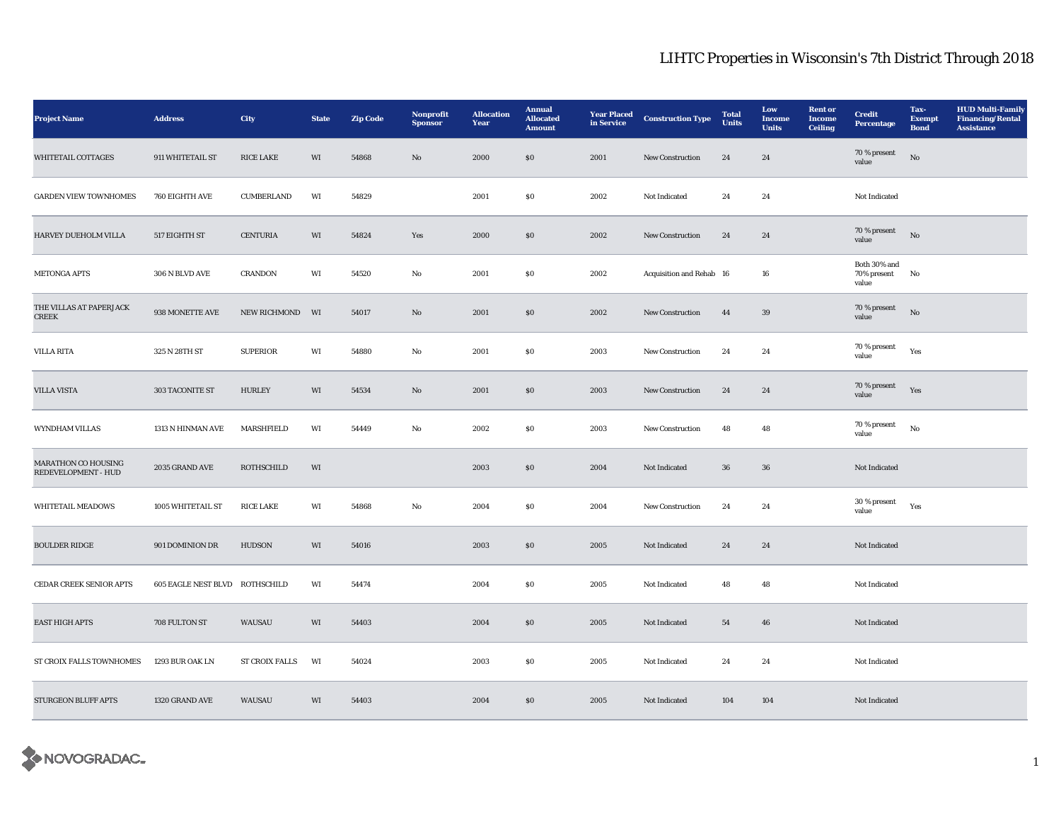# LIHTC Properties in Wisconsin's 7th District Through 2018

| Project Name | Address | City | State | Zip Code | Nonprofit Sponsor | Allocation Year | Annual Allocated Amount | Year Placed in Service | Construction Type | Total Units | Low Income Units | Rent or Income Ceiling | Credit Percentage | Tax-Exempt Bond | HUD Multi-Family Financing/Rental Assistance |
|---|---|---|---|---|---|---|---|---|---|---|---|---|---|---|---|
| WHITETAIL COTTAGES | 911 WHITETAIL ST | RICE LAKE | WI | 54868 | No | 2000 | $0 | 2001 | New Construction | 24 | 24 | | 70 % present value | No | |
| GARDEN VIEW TOWNHOMES | 760 EIGHTH AVE | CUMBERLAND | WI | 54829 | | 2001 | $0 | 2002 | Not Indicated | 24 | 24 | | Not Indicated | | |
| HARVEY DUEHOLM VILLA | 517 EIGHTH ST | CENTURIA | WI | 54824 | Yes | 2000 | $0 | 2002 | New Construction | 24 | 24 | | 70 % present value | No | |
| METONGA APTS | 306 N BLVD AVE | CRANDON | WI | 54520 | No | 2001 | $0 | 2002 | Acquisition and Rehab | 16 | 16 | | Both 30% and 70% present value | No | |
| THE VILLAS AT PAPERJACK CREEK | 938 MONETTE AVE | NEW RICHMOND | WI | 54017 | No | 2001 | $0 | 2002 | New Construction | 44 | 39 | | 70 % present value | No | |
| VILLA RITA | 325 N 28TH ST | SUPERIOR | WI | 54880 | No | 2001 | $0 | 2003 | New Construction | 24 | 24 | | 70 % present value | Yes | |
| VILLA VISTA | 303 TACONITE ST | HURLEY | WI | 54534 | No | 2001 | $0 | 2003 | New Construction | 24 | 24 | | 70 % present value | Yes | |
| WYNDHAM VILLAS | 1313 N HINMAN AVE | MARSHFIELD | WI | 54449 | No | 2002 | $0 | 2003 | New Construction | 48 | 48 | | 70 % present value | No | |
| MARATHON CO HOUSING REDEVELOPMENT - HUD | 2035 GRAND AVE | ROTHSCHILD | WI | | | 2003 | $0 | 2004 | Not Indicated | 36 | 36 | | Not Indicated | | |
| WHITETAIL MEADOWS | 1005 WHITETAIL ST | RICE LAKE | WI | 54868 | No | 2004 | $0 | 2004 | New Construction | 24 | 24 | | 30 % present value | Yes | |
| BOULDER RIDGE | 901 DOMINION DR | HUDSON | WI | 54016 | | 2003 | $0 | 2005 | Not Indicated | 24 | 24 | | Not Indicated | | |
| CEDAR CREEK SENIOR APTS | 605 EAGLE NEST BLVD | ROTHSCHILD | WI | 54474 | | 2004 | $0 | 2005 | Not Indicated | 48 | 48 | | Not Indicated | | |
| EAST HIGH APTS | 708 FULTON ST | WAUSAU | WI | 54403 | | 2004 | $0 | 2005 | Not Indicated | 54 | 46 | | Not Indicated | | |
| ST CROIX FALLS TOWNHOMES | 1293 BUR OAK LN | ST CROIX FALLS | WI | 54024 | | 2003 | $0 | 2005 | Not Indicated | 24 | 24 | | Not Indicated | | |
| STURGEON BLUFF APTS | 1320 GRAND AVE | WAUSAU | WI | 54403 | | 2004 | $0 | 2005 | Not Indicated | 104 | 104 | | Not Indicated | | |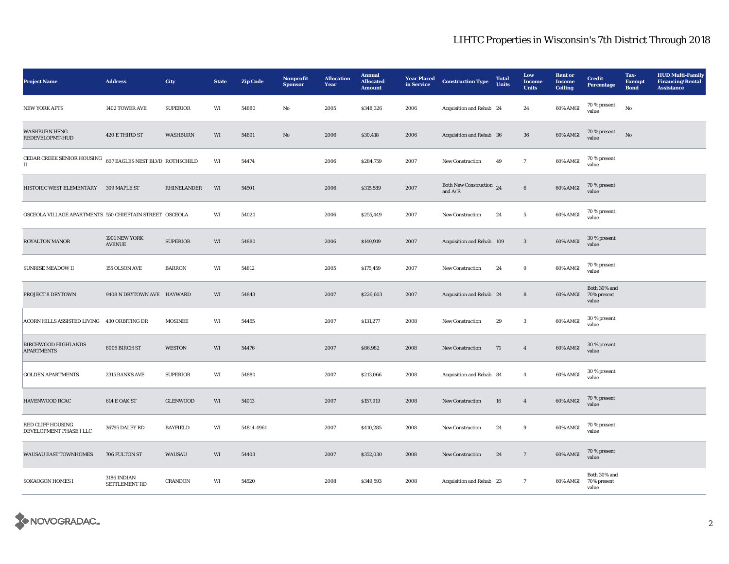# LIHTC Properties in Wisconsin's 7th District Through 2018

| Project Name | Address | City | State | Zip Code | Nonprofit Sponsor | Allocation Year | Annual Allocated Amount | Year Placed in Service | Construction Type | Total Units | Low Income Units | Rent or Income Ceiling | Credit Percentage | Tax-Exempt Bond | HUD Multi-Family Financing/Rental Assistance |
|---|---|---|---|---|---|---|---|---|---|---|---|---|---|---|---|
| NEW YORK APTS | 1402 TOWER AVE | SUPERIOR | WI | 54880 | No | 2005 | $348,326 | 2006 | Acquisition and Rehab | 24 | 24 | 60% AMGI | 70 % present value | No | |
| WASHBURN HSNG REDEVELOPMT-HUD | 420 E THIRD ST | WASHBURN | WI | 54891 | No | 2006 | $30,418 | 2006 | Acquisition and Rehab | 36 | 36 | 60% AMGI | 70 % present value | No | |
| CEDAR CREEK SENIOR HOUSING II | 607 EAGLES NEST BLVD | ROTHSCHILD | WI | 54474 | | 2006 | $284,759 | 2007 | New Construction | 49 | 7 | 60% AMGI | 70 % present value | | |
| HISTORIC WEST ELEMENTARY | 309 MAPLE ST | RHINELANDER | WI | 54501 | | 2006 | $315,589 | 2007 | Both New Construction and A/R | 24 | 6 | 60% AMGI | 70 % present value | | |
| OSCEOLA VILLAGE APARTMENTS | 550 CHIEFTAIN STREET | OSCEOLA | WI | 54020 | | 2006 | $255,449 | 2007 | New Construction | 24 | 5 | 60% AMGI | 70 % present value | | |
| ROYALTON MANOR | 1901 NEW YORK AVENUE | SUPERIOR | WI | 54880 | | 2006 | $149,919 | 2007 | Acquisition and Rehab | 109 | 3 | 60% AMGI | 30 % present value | | |
| SUNRISE MEADOW II | 155 OLSON AVE | BARRON | WI | 54812 | | 2005 | $175,459 | 2007 | New Construction | 24 | 9 | 60% AMGI | 70 % present value | | |
| PROJECT 8 DRYTOWN | 9408 N DRYTOWN AVE | HAYWARD | WI | 54843 | | 2007 | $226,603 | 2007 | Acquisition and Rehab | 24 | 8 | 60% AMGI | Both 30% and 70% present value | | |
| ACORN HILLS ASSISTED LIVING | 430 ORBITING DR | MOSINEE | WI | 54455 | | 2007 | $131,277 | 2008 | New Construction | 29 | 3 | 60% AMGI | 30 % present value | | |
| BIRCHWOOD HIGHLANDS APARTMENTS | 8005 BIRCH ST | WESTON | WI | 54476 | | 2007 | $86,982 | 2008 | New Construction | 71 | 4 | 60% AMGI | 30 % present value | | |
| GOLDEN APARTMENTS | 2315 BANKS AVE | SUPERIOR | WI | 54880 | | 2007 | $213,066 | 2008 | Acquisition and Rehab | 84 | 4 | 60% AMGI | 30 % present value | | |
| HAVENWOOD RCAC | 614 E OAK ST | GLENWOOD | WI | 54013 | | 2007 | $157,919 | 2008 | New Construction | 16 | 4 | 60% AMGI | 70 % present value | | |
| RED CLIFF HOUSING DEVELOPMENT PHASE I LLC | 36795 DALEY RD | BAYFIELD | WI | 54814-4961 | | 2007 | $410,285 | 2008 | New Construction | 24 | 9 | 60% AMGI | 70 % present value | | |
| WAUSAU EAST TOWNHOMES | 706 FULTON ST | WAUSAU | WI | 54403 | | 2007 | $352,030 | 2008 | New Construction | 24 | 7 | 60% AMGI | 70 % present value | | |
| SOKAOGON HOMES I | 3186 INDIAN SETTLEMENT RD | CRANDON | WI | 54520 | | 2008 | $349,593 | 2008 | Acquisition and Rehab | 23 | 7 | 60% AMGI | Both 30% and 70% present value | | |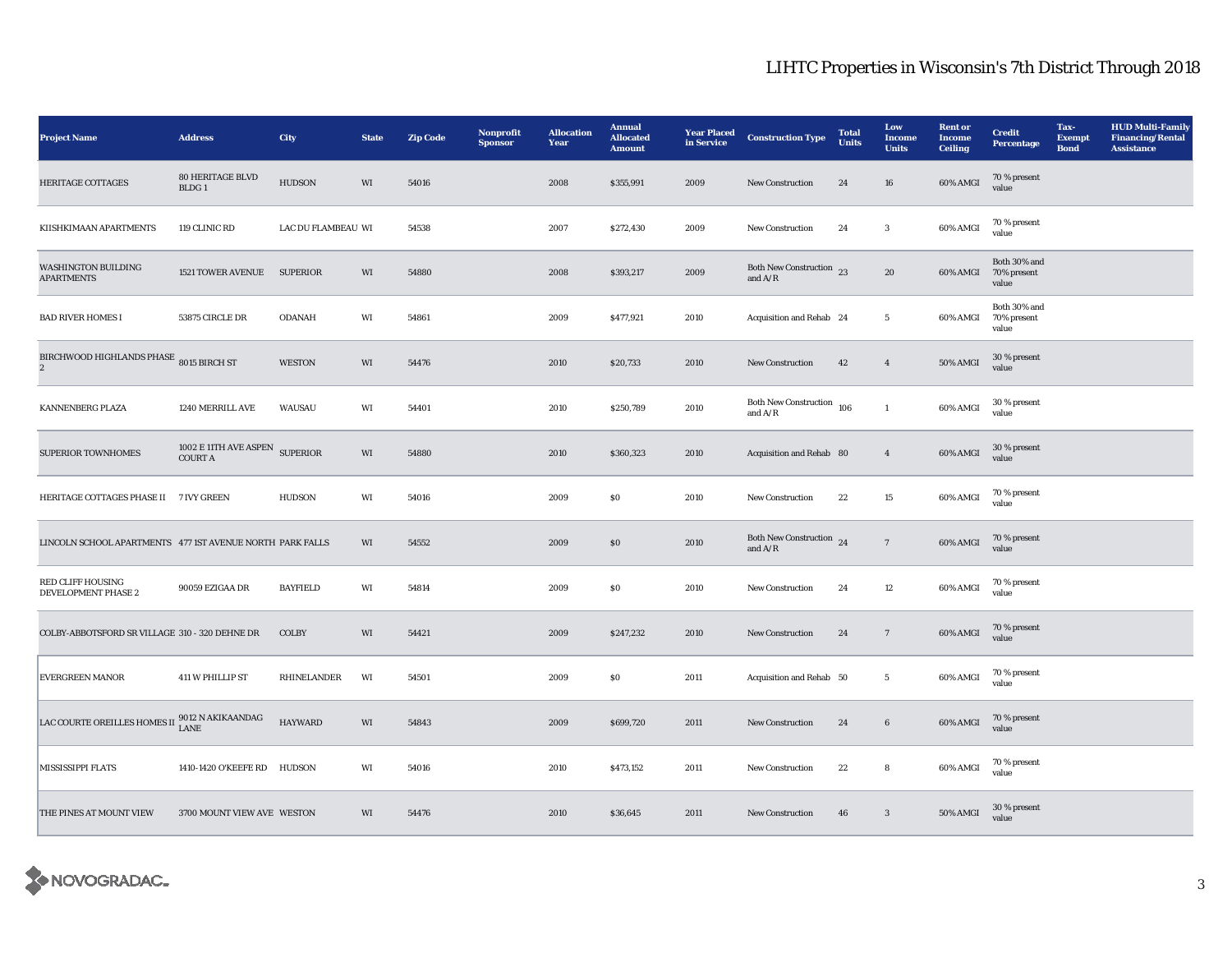# LIHTC Properties in Wisconsin's 7th District Through 2018

| Project Name | Address | City | State | Zip Code | Nonprofit Sponsor | Allocation Year | Annual Allocated Amount | Year Placed in Service | Construction Type | Total Units | Low Income Units | Rent or Income Ceiling | Credit Percentage | Tax-Exempt Bond | HUD Multi-Family Financing/Rental Assistance |
|---|---|---|---|---|---|---|---|---|---|---|---|---|---|---|---|
| HERITAGE COTTAGES | 80 HERITAGE BLVD BLDG 1 | HUDSON | WI | 54016 | | 2008 | $355,991 | 2009 | New Construction | 24 | 16 | 60% AMGI | 70 % present value | | |
| KIISHKIMAAN APARTMENTS | 119 CLINIC RD | LAC DU FLAMBEAU | WI | 54538 | | 2007 | $272,430 | 2009 | New Construction | 24 | 3 | 60% AMGI | 70 % present value | | |
| WASHINGTON BUILDING APARTMENTS | 1521 TOWER AVENUE | SUPERIOR | WI | 54880 | | 2008 | $393,217 | 2009 | Both New Construction and A/R | 23 | 20 | 60% AMGI | Both 30% and 70% present value | | |
| BAD RIVER HOMES I | 53875 CIRCLE DR | ODANAH | WI | 54861 | | 2009 | $477,921 | 2010 | Acquisition and Rehab | 24 | 5 | 60% AMGI | Both 30% and 70% present value | | |
| BIRCHWOOD HIGHLANDS PHASE 2 | 8015 BIRCH ST | WESTON | WI | 54476 | | 2010 | $20,733 | 2010 | New Construction | 42 | 4 | 50% AMGI | 30 % present value | | |
| KANNENBERG PLAZA | 1240 MERRILL AVE | WAUSAU | WI | 54401 | | 2010 | $250,789 | 2010 | Both New Construction and A/R | 106 | 1 | 60% AMGI | 30 % present value | | |
| SUPERIOR TOWNHOMES | 1002 E 11TH AVE ASPEN COURT A | SUPERIOR | WI | 54880 | | 2010 | $360,323 | 2010 | Acquisition and Rehab | 80 | 4 | 60% AMGI | 30 % present value | | |
| HERITAGE COTTAGES PHASE II | 7 IVY GREEN | HUDSON | WI | 54016 | | 2009 | $0 | 2010 | New Construction | 22 | 15 | 60% AMGI | 70 % present value | | |
| LINCOLN SCHOOL APARTMENTS | 477 1ST AVENUE NORTH | PARK FALLS | WI | 54552 | | 2009 | $0 | 2010 | Both New Construction and A/R | 24 | 7 | 60% AMGI | 70 % present value | | |
| RED CLIFF HOUSING DEVELOPMENT PHASE 2 | 90059 EZIGAA DR | BAYFIELD | WI | 54814 | | 2009 | $0 | 2010 | New Construction | 24 | 12 | 60% AMGI | 70 % present value | | |
| COLBY-ABBOTSFORD SR VILLAGE | 310 - 320 DEHNE DR | COLBY | WI | 54421 | | 2009 | $247,232 | 2010 | New Construction | 24 | 7 | 60% AMGI | 70 % present value | | |
| EVERGREEN MANOR | 411 W PHILLIP ST | RHINELANDER | WI | 54501 | | 2009 | $0 | 2011 | Acquisition and Rehab | 50 | 5 | 60% AMGI | 70 % present value | | |
| LAC COURTE OREILLES HOMES II | 9012 N AKIKAANDAG LANE | HAYWARD | WI | 54843 | | 2009 | $699,720 | 2011 | New Construction | 24 | 6 | 60% AMGI | 70 % present value | | |
| MISSISSIPPI FLATS | 1410-1420 O'KEEFE RD | HUDSON | WI | 54016 | | 2010 | $473,152 | 2011 | New Construction | 22 | 8 | 60% AMGI | 70 % present value | | |
| THE PINES AT MOUNT VIEW | 3700 MOUNT VIEW AVE | WESTON | WI | 54476 | | 2010 | $36,645 | 2011 | New Construction | 46 | 3 | 50% AMGI | 30 % present value | | |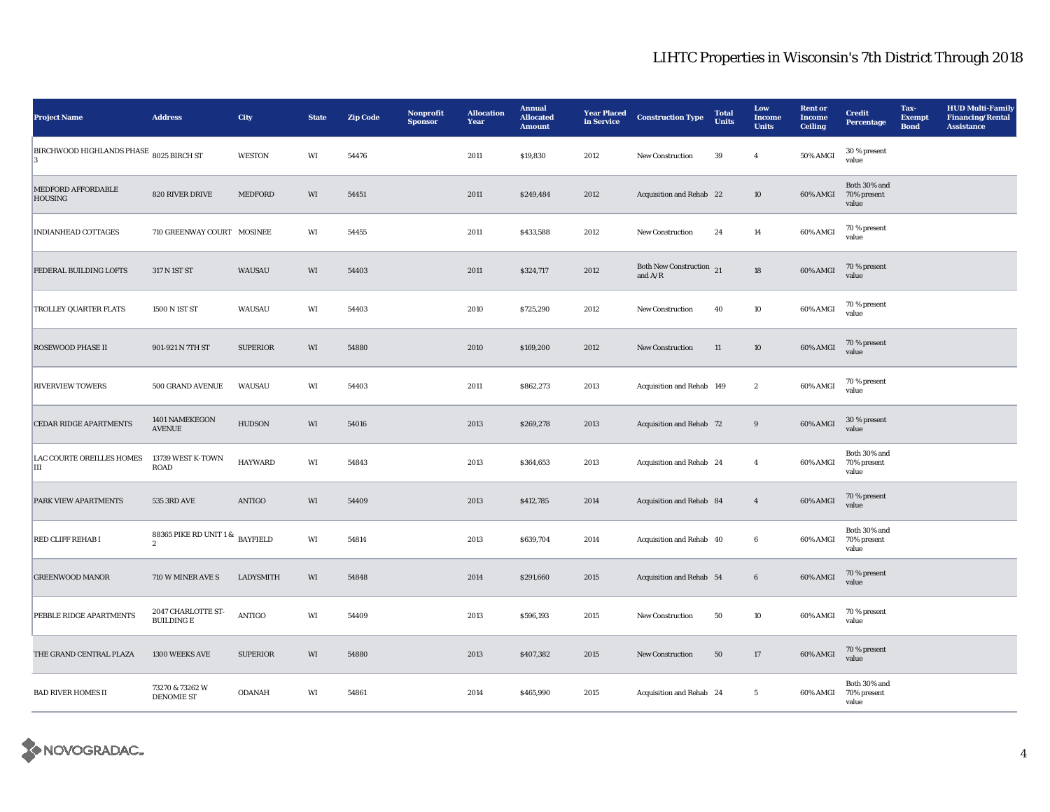# LIHTC Properties in Wisconsin's 7th District Through 2018

| Project Name | Address | City | State | Zip Code | Nonprofit Sponsor | Allocation Year | Annual Allocated Amount | Year Placed in Service | Construction Type | Total Units | Low Income Units | Rent or Income Ceiling | Credit Percentage | Tax-Exempt Bond | HUD Multi-Family Financing/Rental Assistance |
|---|---|---|---|---|---|---|---|---|---|---|---|---|---|---|---|
| BIRCHWOOD HIGHLANDS PHASE 3 | 8025 BIRCH ST | WESTON | WI | 54476 | | 2011 | $19,830 | 2012 | New Construction | 39 | 4 | 50% AMGI | 30 % present value | | |
| MEDFORD AFFORDABLE HOUSING | 820 RIVER DRIVE | MEDFORD | WI | 54451 | | 2011 | $249,484 | 2012 | Acquisition and Rehab | 22 | 10 | 60% AMGI | Both 30% and 70% present value | | |
| INDIANHEAD COTTAGES | 710 GREENWAY COURT | MOSINEE | WI | 54455 | | 2011 | $433,588 | 2012 | New Construction | 24 | 14 | 60% AMGI | 70 % present value | | |
| FEDERAL BUILDING LOFTS | 317 N 1ST ST | WAUSAU | WI | 54403 | | 2011 | $324,717 | 2012 | Both New Construction and A/R | 21 | 18 | 60% AMGI | 70 % present value | | |
| TROLLEY QUARTER FLATS | 1500 N 1ST ST | WAUSAU | WI | 54403 | | 2010 | $725,290 | 2012 | New Construction | 40 | 10 | 60% AMGI | 70 % present value | | |
| ROSEWOOD PHASE II | 901-921 N 7TH ST | SUPERIOR | WI | 54880 | | 2010 | $169,200 | 2012 | New Construction | 11 | 10 | 60% AMGI | 70 % present value | | |
| RIVERVIEW TOWERS | 500 GRAND AVENUE | WAUSAU | WI | 54403 | | 2011 | $862,273 | 2013 | Acquisition and Rehab | 149 | 2 | 60% AMGI | 70 % present value | | |
| CEDAR RIDGE APARTMENTS | 1401 NAMEKEGON AVENUE | HUDSON | WI | 54016 | | 2013 | $269,278 | 2013 | Acquisition and Rehab | 72 | 9 | 60% AMGI | 30 % present value | | |
| LAC COURTE OREILLES HOMES III | 13739 WEST K-TOWN ROAD | HAYWARD | WI | 54843 | | 2013 | $364,653 | 2013 | Acquisition and Rehab | 24 | 4 | 60% AMGI | Both 30% and 70% present value | | |
| PARK VIEW APARTMENTS | 535 3RD AVE | ANTIGO | WI | 54409 | | 2013 | $412,785 | 2014 | Acquisition and Rehab | 84 | 4 | 60% AMGI | 70 % present value | | |
| RED CLIFF REHAB I | 88365 PIKE RD UNIT 1 & 2 | BAYFIELD | WI | 54814 | | 2013 | $639,704 | 2014 | Acquisition and Rehab | 40 | 6 | 60% AMGI | Both 30% and 70% present value | | |
| GREENWOOD MANOR | 710 W MINER AVE S | LADYSMITH | WI | 54848 | | 2014 | $291,660 | 2015 | Acquisition and Rehab | 54 | 6 | 60% AMGI | 70 % present value | | |
| PEBBLE RIDGE APARTMENTS | 2047 CHARLOTTE ST-BUILDING E | ANTIGO | WI | 54409 | | 2013 | $596,193 | 2015 | New Construction | 50 | 10 | 60% AMGI | 70 % present value | | |
| THE GRAND CENTRAL PLAZA | 1300 WEEKS AVE | SUPERIOR | WI | 54880 | | 2013 | $407,382 | 2015 | New Construction | 50 | 17 | 60% AMGI | 70 % present value | | |
| BAD RIVER HOMES II | 73270 & 73262 W DENOMIE ST | ODANAH | WI | 54861 | | 2014 | $465,990 | 2015 | Acquisition and Rehab | 24 | 5 | 60% AMGI | Both 30% and 70% present value | | |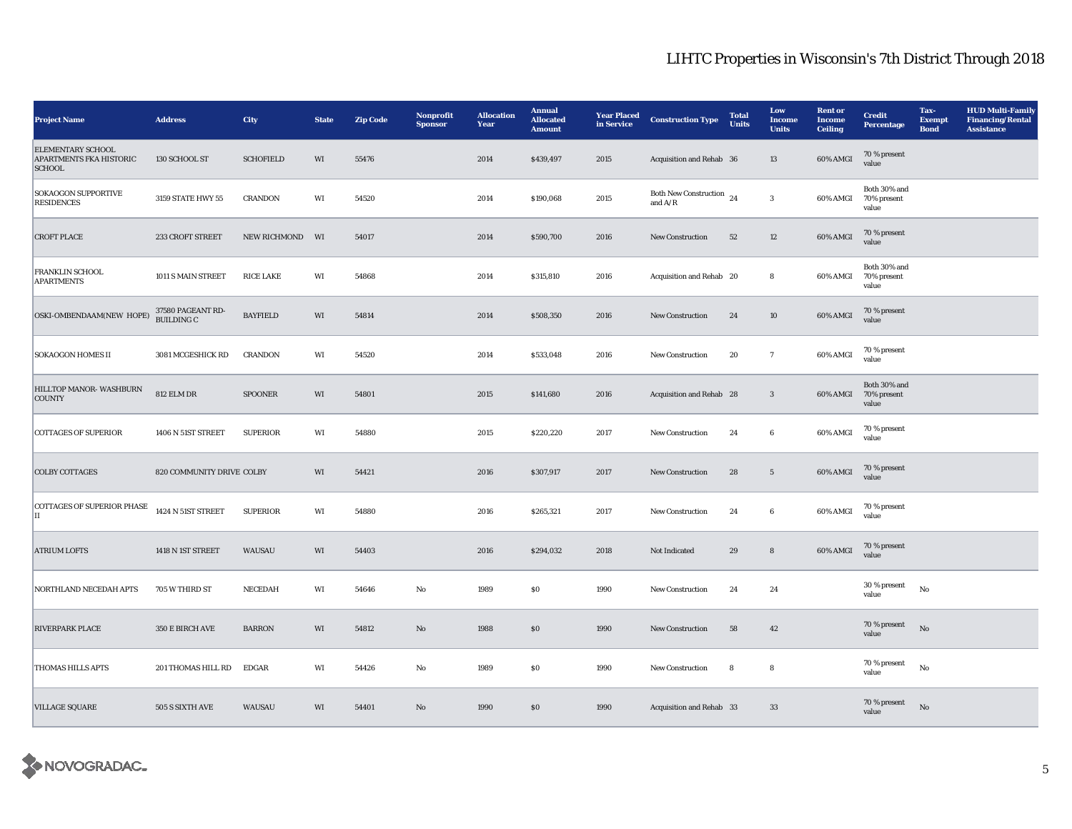# LIHTC Properties in Wisconsin's 7th District Through 2018

| Project Name | Address | City | State | Zip Code | Nonprofit Sponsor | Allocation Year | Annual Allocated Amount | Year Placed in Service | Construction Type | Total Units | Low Income Units | Rent or Income Ceiling | Credit Percentage | Tax-Exempt Bond | HUD Multi-Family Financing/Rental Assistance |
|---|---|---|---|---|---|---|---|---|---|---|---|---|---|---|---|
| ELEMENTARY SCHOOL APARTMENTS FKA HISTORIC SCHOOL | 130 SCHOOL ST | SCHOFIELD | WI | 55476 | | 2014 | $439,497 | 2015 | Acquisition and Rehab | 36 | 13 | 60% AMGI | 70 % present value | | |
| SOKAOGON SUPPORTIVE RESIDENCES | 3159 STATE HWY 55 | CRANDON | WI | 54520 | | 2014 | $190,068 | 2015 | Both New Construction and A/R | 24 | 3 | 60% AMGI | Both 30% and 70% present value | | |
| CROFT PLACE | 233 CROFT STREET | NEW RICHMOND | WI | 54017 | | 2014 | $590,700 | 2016 | New Construction | 52 | 12 | 60% AMGI | 70 % present value | | |
| FRANKLIN SCHOOL APARTMENTS | 1011 S MAIN STREET | RICE LAKE | WI | 54868 | | 2014 | $315,810 | 2016 | Acquisition and Rehab | 20 | 8 | 60% AMGI | Both 30% and 70% present value | | |
| OSKI-OMBENDAAM(NEW HOPE) | 37580 PAGEANT RD-BUILDING C | BAYFIELD | WI | 54814 | | 2014 | $508,350 | 2016 | New Construction | 24 | 10 | 60% AMGI | 70 % present value | | |
| SOKAOGON HOMES II | 3081 MCGESHICK RD | CRANDON | WI | 54520 | | 2014 | $533,048 | 2016 | New Construction | 20 | 7 | 60% AMGI | 70 % present value | | |
| HILLTOP MANOR- WASHBURN COUNTY | 812 ELM DR | SPOONER | WI | 54801 | | 2015 | $141,680 | 2016 | Acquisition and Rehab | 28 | 3 | 60% AMGI | Both 30% and 70% present value | | |
| COTTAGES OF SUPERIOR | 1406 N 51ST STREET | SUPERIOR | WI | 54880 | | 2015 | $220,220 | 2017 | New Construction | 24 | 6 | 60% AMGI | 70 % present value | | |
| COLBY COTTAGES | 820 COMMUNITY DRIVE | COLBY | WI | 54421 | | 2016 | $307,917 | 2017 | New Construction | 28 | 5 | 60% AMGI | 70 % present value | | |
| COTTAGES OF SUPERIOR PHASE II | 1424 N 51ST STREET | SUPERIOR | WI | 54880 | | 2016 | $265,321 | 2017 | New Construction | 24 | 6 | 60% AMGI | 70 % present value | | |
| ATRIUM LOFTS | 1418 N 1ST STREET | WAUSAU | WI | 54403 | | 2016 | $294,032 | 2018 | Not Indicated | 29 | 8 | 60% AMGI | 70 % present value | | |
| NORTHLAND NECEDAH APTS | 705 W THIRD ST | NECEDAH | WI | 54646 | No | 1989 | $0 | 1990 | New Construction | 24 | 24 | | 30 % present value | No | |
| RIVERPARK PLACE | 350 E BIRCH AVE | BARRON | WI | 54812 | No | 1988 | $0 | 1990 | New Construction | 58 | 42 | | 70 % present value | No | |
| THOMAS HILLS APTS | 201 THOMAS HILL RD | EDGAR | WI | 54426 | No | 1989 | $0 | 1990 | New Construction | 8 | 8 | | 70 % present value | No | |
| VILLAGE SQUARE | 505 S SIXTH AVE | WAUSAU | WI | 54401 | No | 1990 | $0 | 1990 | Acquisition and Rehab | 33 | 33 | | 70 % present value | No | |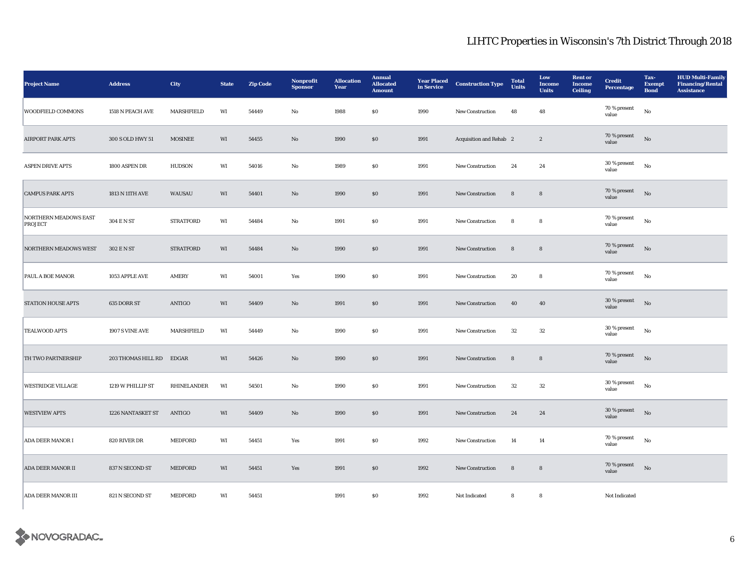# LIHTC Properties in Wisconsin's 7th District Through 2018

| Project Name | Address | City | State | Zip Code | Nonprofit Sponsor | Allocation Year | Annual Allocated Amount | Year Placed in Service | Construction Type | Total Units | Low Income Units | Rent or Income Ceiling | Credit Percentage | Tax-Exempt Bond | HUD Multi-Family Financing/Rental Assistance |
|---|---|---|---|---|---|---|---|---|---|---|---|---|---|---|---|
| WOODFIELD COMMONS | 1518 N PEACH AVE | MARSHFIELD | WI | 54449 | No | 1988 | $0 | 1990 | New Construction | 48 | 48 | | 70 % present value | No | |
| AIRPORT PARK APTS | 300 S OLD HWY 51 | MOSINEE | WI | 54455 | No | 1990 | $0 | 1991 | Acquisition and Rehab | 2 | 2 | | 70 % present value | No | |
| ASPEN DRIVE APTS | 1800 ASPEN DR | HUDSON | WI | 54016 | No | 1989 | $0 | 1991 | New Construction | 24 | 24 | | 30 % present value | No | |
| CAMPUS PARK APTS | 1813 N 11TH AVE | WAUSAU | WI | 54401 | No | 1990 | $0 | 1991 | New Construction | 8 | 8 | | 70 % present value | No | |
| NORTHERN MEADOWS EAST PROJECT | 304 E N ST | STRATFORD | WI | 54484 | No | 1991 | $0 | 1991 | New Construction | 8 | 8 | | 70 % present value | No | |
| NORTHERN MEADOWS WEST | 302 E N ST | STRATFORD | WI | 54484 | No | 1990 | $0 | 1991 | New Construction | 8 | 8 | | 70 % present value | No | |
| PAUL A BOE MANOR | 1053 APPLE AVE | AMERY | WI | 54001 | Yes | 1990 | $0 | 1991 | New Construction | 20 | 8 | | 70 % present value | No | |
| STATION HOUSE APTS | 635 DORR ST | ANTIGO | WI | 54409 | No | 1991 | $0 | 1991 | New Construction | 40 | 40 | | 30 % present value | No | |
| TEALWOOD APTS | 1907 S VINE AVE | MARSHFIELD | WI | 54449 | No | 1990 | $0 | 1991 | New Construction | 32 | 32 | | 30 % present value | No | |
| TH TWO PARTNERSHIP | 203 THOMAS HILL RD | EDGAR | WI | 54426 | No | 1990 | $0 | 1991 | New Construction | 8 | 8 | | 70 % present value | No | |
| WESTRIDGE VILLAGE | 1219 W PHILLIP ST | RHINELANDER | WI | 54501 | No | 1990 | $0 | 1991 | New Construction | 32 | 32 | | 30 % present value | No | |
| WESTVIEW APTS | 1226 NANTASKET ST | ANTIGO | WI | 54409 | No | 1990 | $0 | 1991 | New Construction | 24 | 24 | | 30 % present value | No | |
| ADA DEER MANOR I | 820 RIVER DR | MEDFORD | WI | 54451 | Yes | 1991 | $0 | 1992 | New Construction | 14 | 14 | | 70 % present value | No | |
| ADA DEER MANOR II | 837 N SECOND ST | MEDFORD | WI | 54451 | Yes | 1991 | $0 | 1992 | New Construction | 8 | 8 | | 70 % present value | No | |
| ADA DEER MANOR III | 821 N SECOND ST | MEDFORD | WI | 54451 | | 1991 | $0 | 1992 | Not Indicated | 8 | 8 | | Not Indicated | | |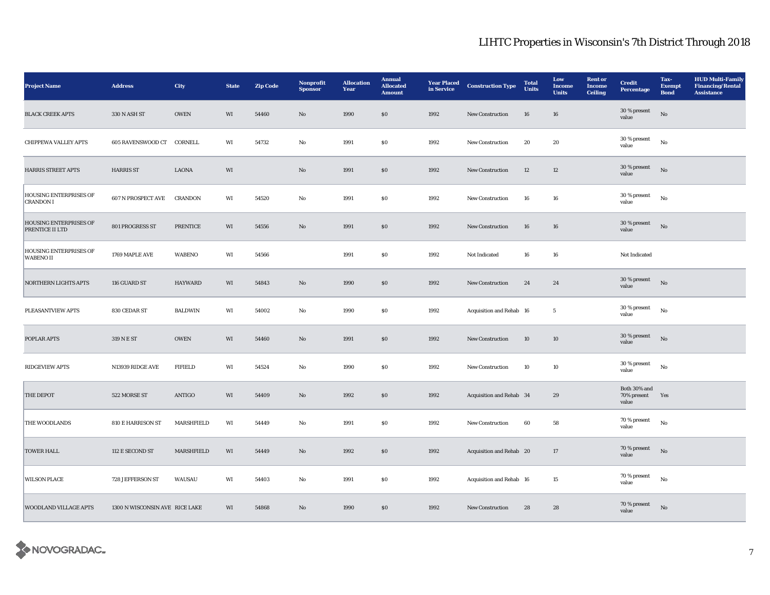# LIHTC Properties in Wisconsin's 7th District Through 2018

| Project Name | Address | City | State | Zip Code | Nonprofit Sponsor | Allocation Year | Annual Allocated Amount | Year Placed in Service | Construction Type | Total Units | Low Income Units | Rent or Income Ceiling | Credit Percentage | Tax-Exempt Bond | HUD Multi-Family Financing/Rental Assistance |
|---|---|---|---|---|---|---|---|---|---|---|---|---|---|---|---|
| BLACK CREEK APTS | 330 N ASH ST | OWEN | WI | 54460 | No | 1990 | $0 | 1992 | New Construction | 16 | 16 | | 30 % present value | No | |
| CHIPPEWA VALLEY APTS | 605 RAVENSWOOD CT | CORNELL | WI | 54732 | No | 1991 | $0 | 1992 | New Construction | 20 | 20 | | 30 % present value | No | |
| HARRIS STREET APTS | HARRIS ST | LAONA | WI | | No | 1991 | $0 | 1992 | New Construction | 12 | 12 | | 30 % present value | No | |
| HOUSING ENTERPRISES OF CRANDON I | 607 N PROSPECT AVE | CRANDON | WI | 54520 | No | 1991 | $0 | 1992 | New Construction | 16 | 16 | | 30 % present value | No | |
| HOUSING ENTERPRISES OF PRENTICE II LTD | 801 PROGRESS ST | PRENTICE | WI | 54556 | No | 1991 | $0 | 1992 | New Construction | 16 | 16 | | 30 % present value | No | |
| HOUSING ENTERPRISES OF WABENO II | 1769 MAPLE AVE | WABENO | WI | 54566 | | 1991 | $0 | 1992 | Not Indicated | 16 | 16 | | Not Indicated | | |
| NORTHERN LIGHTS APTS | 116 GUARD ST | HAYWARD | WI | 54843 | No | 1990 | $0 | 1992 | New Construction | 24 | 24 | | 30 % present value | No | |
| PLEASANTVIEW APTS | 830 CEDAR ST | BALDWIN | WI | 54002 | No | 1990 | $0 | 1992 | Acquisition and Rehab | 16 | 5 | | 30 % present value | No | |
| POPLAR APTS | 319 N E ST | OWEN | WI | 54460 | No | 1991 | $0 | 1992 | New Construction | 10 | 10 | | 30 % present value | No | |
| RIDGEVIEW APTS | N13939 RIDGE AVE | FIFIELD | WI | 54524 | No | 1990 | $0 | 1992 | New Construction | 10 | 10 | | 30 % present value | No | |
| THE DEPOT | 522 MORSE ST | ANTIGO | WI | 54409 | No | 1992 | $0 | 1992 | Acquisition and Rehab | 34 | 29 | | Both 30% and 70% present value | Yes | |
| THE WOODLANDS | 810 E HARRISON ST | MARSHFIELD | WI | 54449 | No | 1991 | $0 | 1992 | New Construction | 60 | 58 | | 70 % present value | No | |
| TOWER HALL | 112 E SECOND ST | MARSHFIELD | WI | 54449 | No | 1992 | $0 | 1992 | Acquisition and Rehab | 20 | 17 | | 70 % present value | No | |
| WILSON PLACE | 728 JEFFERSON ST | WAUSAU | WI | 54403 | No | 1991 | $0 | 1992 | Acquisition and Rehab | 16 | 15 | | 70 % present value | No | |
| WOODLAND VILLAGE APTS | 1300 N WISCONSIN AVE | RICE LAKE | WI | 54868 | No | 1990 | $0 | 1992 | New Construction | 28 | 28 | | 70 % present value | No | |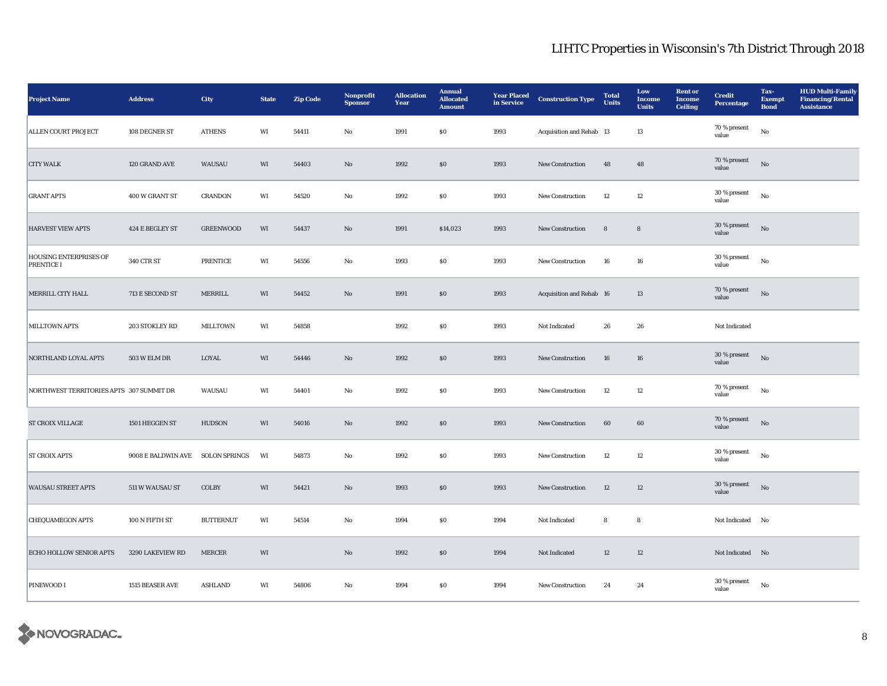# LIHTC Properties in Wisconsin's 7th District Through 2018

| Project Name | Address | City | State | Zip Code | Nonprofit Sponsor | Allocation Year | Annual Allocated Amount | Year Placed in Service | Construction Type | Total Units | Low Income Units | Rent or Income Ceiling | Credit Percentage | Tax-Exempt Bond | HUD Multi-Family Financing/Rental Assistance |
|---|---|---|---|---|---|---|---|---|---|---|---|---|---|---|---|
| ALLEN COURT PROJECT | 108 DEGNER ST | ATHENS | WI | 54411 | No | 1991 | $0 | 1993 | Acquisition and Rehab | 13 | 13 | | 70 % present value | No | |
| CITY WALK | 120 GRAND AVE | WAUSAU | WI | 54403 | No | 1992 | $0 | 1993 | New Construction | 48 | 48 | | 70 % present value | No | |
| GRANT APTS | 400 W GRANT ST | CRANDON | WI | 54520 | No | 1992 | $0 | 1993 | New Construction | 12 | 12 | | 30 % present value | No | |
| HARVEST VIEW APTS | 424 E BEGLEY ST | GREENWOOD | WI | 54437 | No | 1991 | $14,023 | 1993 | New Construction | 8 | 8 | | 30 % present value | No | |
| HOUSING ENTERPRISES OF PRENTICE I | 340 CTR ST | PRENTICE | WI | 54556 | No | 1993 | $0 | 1993 | New Construction | 16 | 16 | | 30 % present value | No | |
| MERRILL CITY HALL | 713 E SECOND ST | MERRILL | WI | 54452 | No | 1991 | $0 | 1993 | Acquisition and Rehab | 16 | 13 | | 70 % present value | No | |
| MILLTOWN APTS | 203 STOKLEY RD | MILLTOWN | WI | 54858 | | 1992 | $0 | 1993 | Not Indicated | 26 | 26 | | Not Indicated | | |
| NORTHLAND LOYAL APTS | 503 W ELM DR | LOYAL | WI | 54446 | No | 1992 | $0 | 1993 | New Construction | 16 | 16 | | 30 % present value | No | |
| NORTHWEST TERRITORIES APTS | 307 SUMMIT DR | WAUSAU | WI | 54401 | No | 1992 | $0 | 1993 | New Construction | 12 | 12 | | 70 % present value | No | |
| ST CROIX VILLAGE | 1501 HEGGEN ST | HUDSON | WI | 54016 | No | 1992 | $0 | 1993 | New Construction | 60 | 60 | | 70 % present value | No | |
| ST CROIX APTS | 9008 E BALDWIN AVE | SOLON SPRINGS | WI | 54873 | No | 1992 | $0 | 1993 | New Construction | 12 | 12 | | 30 % present value | No | |
| WAUSAU STREET APTS | 511 W WAUSAU ST | COLBY | WI | 54421 | No | 1993 | $0 | 1993 | New Construction | 12 | 12 | | 30 % present value | No | |
| CHEQUAMEGON APTS | 100 N FIFTH ST | BUTTERNUT | WI | 54514 | No | 1994 | $0 | 1994 | Not Indicated | 8 | 8 | | Not Indicated | No | |
| ECHO HOLLOW SENIOR APTS | 3290 LAKEVIEW RD | MERCER | WI | | No | 1992 | $0 | 1994 | Not Indicated | 12 | 12 | | Not Indicated | No | |
| PINEWOOD I | 1515 BEASER AVE | ASHLAND | WI | 54806 | No | 1994 | $0 | 1994 | New Construction | 24 | 24 | | 30 % present value | No | |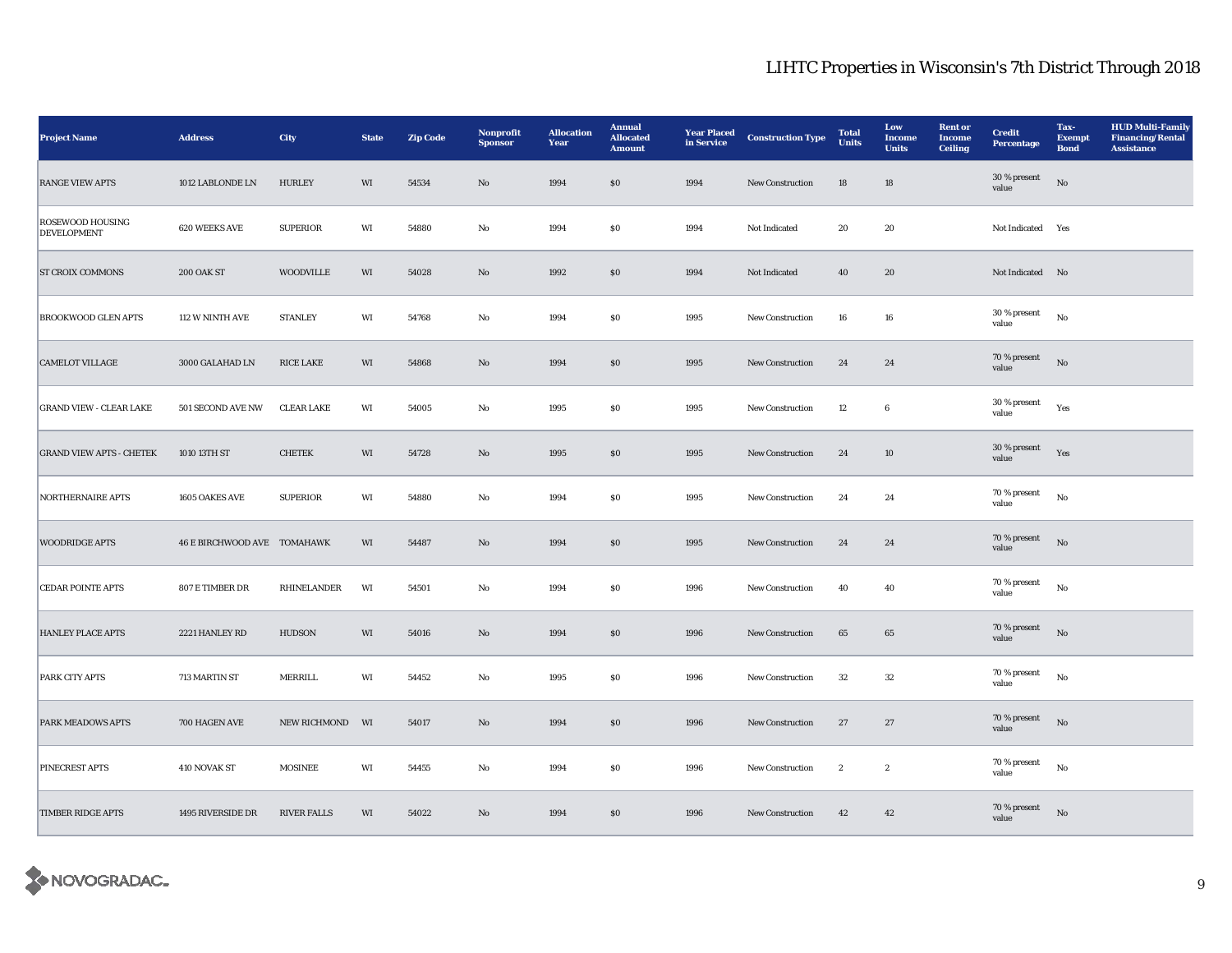# LIHTC Properties in Wisconsin's 7th District Through 2018

| Project Name | Address | City | State | Zip Code | Nonprofit Sponsor | Allocation Year | Annual Allocated Amount | Year Placed in Service | Construction Type | Total Units | Low Income Units | Rent or Income Ceiling | Credit Percentage | Tax-Exempt Bond | HUD Multi-Family Financing/Rental Assistance |
|---|---|---|---|---|---|---|---|---|---|---|---|---|---|---|---|
| RANGE VIEW APTS | 1012 LABLONDE LN | HURLEY | WI | 54534 | No | 1994 | $0 | 1994 | New Construction | 18 | 18 | | 30 % present value | No | |
| ROSEWOOD HOUSING DEVELOPMENT | 620 WEEKS AVE | SUPERIOR | WI | 54880 | No | 1994 | $0 | 1994 | Not Indicated | 20 | 20 | | Not Indicated | Yes | |
| ST CROIX COMMONS | 200 OAK ST | WOODVILLE | WI | 54028 | No | 1992 | $0 | 1994 | Not Indicated | 40 | 20 | | Not Indicated | No | |
| BROOKWOOD GLEN APTS | 112 W NINTH AVE | STANLEY | WI | 54768 | No | 1994 | $0 | 1995 | New Construction | 16 | 16 | | 30 % present value | No | |
| CAMELOT VILLAGE | 3000 GALAHAD LN | RICE LAKE | WI | 54868 | No | 1994 | $0 | 1995 | New Construction | 24 | 24 | | 70 % present value | No | |
| GRAND VIEW - CLEAR LAKE | 501 SECOND AVE NW | CLEAR LAKE | WI | 54005 | No | 1995 | $0 | 1995 | New Construction | 12 | 6 | | 30 % present value | Yes | |
| GRAND VIEW APTS - CHETEK | 1010 13TH ST | CHETEK | WI | 54728 | No | 1995 | $0 | 1995 | New Construction | 24 | 10 | | 30 % present value | Yes | |
| NORTHERNAIRE APTS | 1605 OAKES AVE | SUPERIOR | WI | 54880 | No | 1994 | $0 | 1995 | New Construction | 24 | 24 | | 70 % present value | No | |
| WOODRIDGE APTS | 46 E BIRCHWOOD AVE | TOMAHAWK | WI | 54487 | No | 1994 | $0 | 1995 | New Construction | 24 | 24 | | 70 % present value | No | |
| CEDAR POINTE APTS | 807 E TIMBER DR | RHINELANDER | WI | 54501 | No | 1994 | $0 | 1996 | New Construction | 40 | 40 | | 70 % present value | No | |
| HANLEY PLACE APTS | 2221 HANLEY RD | HUDSON | WI | 54016 | No | 1994 | $0 | 1996 | New Construction | 65 | 65 | | 70 % present value | No | |
| PARK CITY APTS | 713 MARTIN ST | MERRILL | WI | 54452 | No | 1995 | $0 | 1996 | New Construction | 32 | 32 | | 70 % present value | No | |
| PARK MEADOWS APTS | 700 HAGEN AVE | NEW RICHMOND | WI | 54017 | No | 1994 | $0 | 1996 | New Construction | 27 | 27 | | 70 % present value | No | |
| PINECREST APTS | 410 NOVAK ST | MOSINEE | WI | 54455 | No | 1994 | $0 | 1996 | New Construction | 2 | 2 | | 70 % present value | No | |
| TIMBER RIDGE APTS | 1495 RIVERSIDE DR | RIVER FALLS | WI | 54022 | No | 1994 | $0 | 1996 | New Construction | 42 | 42 | | 70 % present value | No | |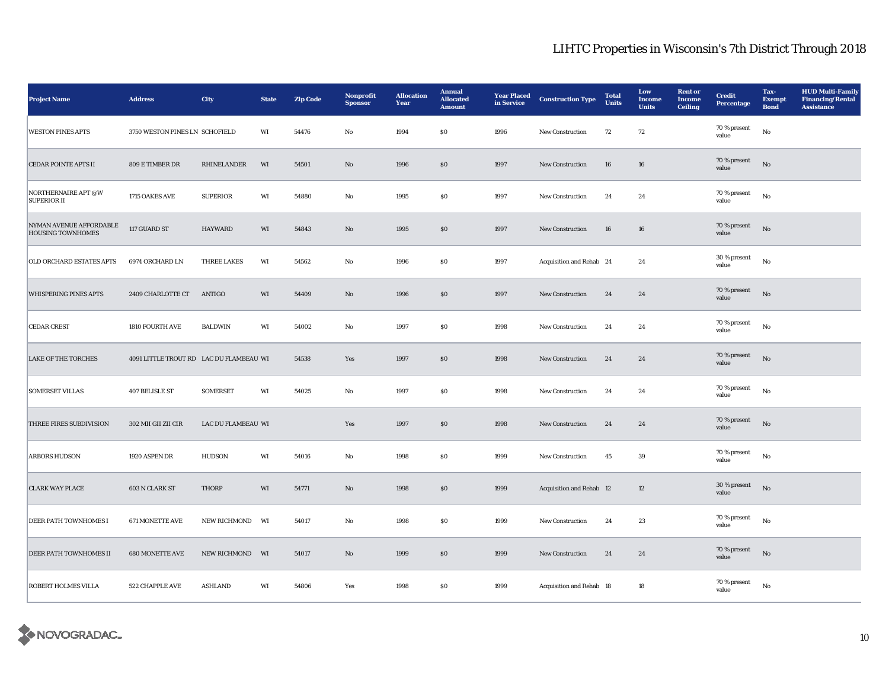# LIHTC Properties in Wisconsin's 7th District Through 2018

| Project Name | Address | City | State | Zip Code | Nonprofit Sponsor | Allocation Year | Annual Allocated Amount | Year Placed in Service | Construction Type | Total Units | Low Income Units | Rent or Income Ceiling | Credit Percentage | Tax-Exempt Bond | HUD Multi-Family Financing/Rental Assistance |
|---|---|---|---|---|---|---|---|---|---|---|---|---|---|---|---|
| WESTON PINES APTS | 3750 WESTON PINES LN | SCHOFIELD | WI | 54476 | No | 1994 | $0 | 1996 | New Construction | 72 | 72 | | 70 % present value | No | |
| CEDAR POINTE APTS II | 809 E TIMBER DR | RHINELANDER | WI | 54501 | No | 1996 | $0 | 1997 | New Construction | 16 | 16 | | 70 % present value | No | |
| NORTHERNAIRE APT @W SUPERIOR II | 1715 OAKES AVE | SUPERIOR | WI | 54880 | No | 1995 | $0 | 1997 | New Construction | 24 | 24 | | 70 % present value | No | |
| NYMAN AVENUE AFFORDABLE HOUSING TOWNHOMES | 117 GUARD ST | HAYWARD | WI | 54843 | No | 1995 | $0 | 1997 | New Construction | 16 | 16 | | 70 % present value | No | |
| OLD ORCHARD ESTATES APTS | 6974 ORCHARD LN | THREE LAKES | WI | 54562 | No | 1996 | $0 | 1997 | Acquisition and Rehab | 24 | 24 | | 30 % present value | No | |
| WHISPERING PINES APTS | 2409 CHARLOTTE CT | ANTIGO | WI | 54409 | No | 1996 | $0 | 1997 | New Construction | 24 | 24 | | 70 % present value | No | |
| CEDAR CREST | 1810 FOURTH AVE | BALDWIN | WI | 54002 | No | 1997 | $0 | 1998 | New Construction | 24 | 24 | | 70 % present value | No | |
| LAKE OF THE TORCHES | 4091 LITTLE TROUT RD | LAC DU FLAMBEAU | WI | 54538 | Yes | 1997 | $0 | 1998 | New Construction | 24 | 24 | | 70 % present value | No | |
| SOMERSET VILLAS | 407 BELISLE ST | SOMERSET | WI | 54025 | No | 1997 | $0 | 1998 | New Construction | 24 | 24 | | 70 % present value | No | |
| THREE FIRES SUBDIVISION | 302 MII GII ZII CIR | LAC DU FLAMBEAU | WI | | Yes | 1997 | $0 | 1998 | New Construction | 24 | 24 | | 70 % present value | No | |
| ARBORS HUDSON | 1920 ASPEN DR | HUDSON | WI | 54016 | No | 1998 | $0 | 1999 | New Construction | 45 | 39 | | 70 % present value | No | |
| CLARK WAY PLACE | 603 N CLARK ST | THORP | WI | 54771 | No | 1998 | $0 | 1999 | Acquisition and Rehab | 12 | 12 | | 30 % present value | No | |
| DEER PATH TOWNHOMES I | 671 MONETTE AVE | NEW RICHMOND | WI | 54017 | No | 1998 | $0 | 1999 | New Construction | 24 | 23 | | 70 % present value | No | |
| DEER PATH TOWNHOMES II | 680 MONETTE AVE | NEW RICHMOND | WI | 54017 | No | 1999 | $0 | 1999 | New Construction | 24 | 24 | | 70 % present value | No | |
| ROBERT HOLMES VILLA | 522 CHAPPLE AVE | ASHLAND | WI | 54806 | Yes | 1998 | $0 | 1999 | Acquisition and Rehab | 18 | 18 | | 70 % present value | No | |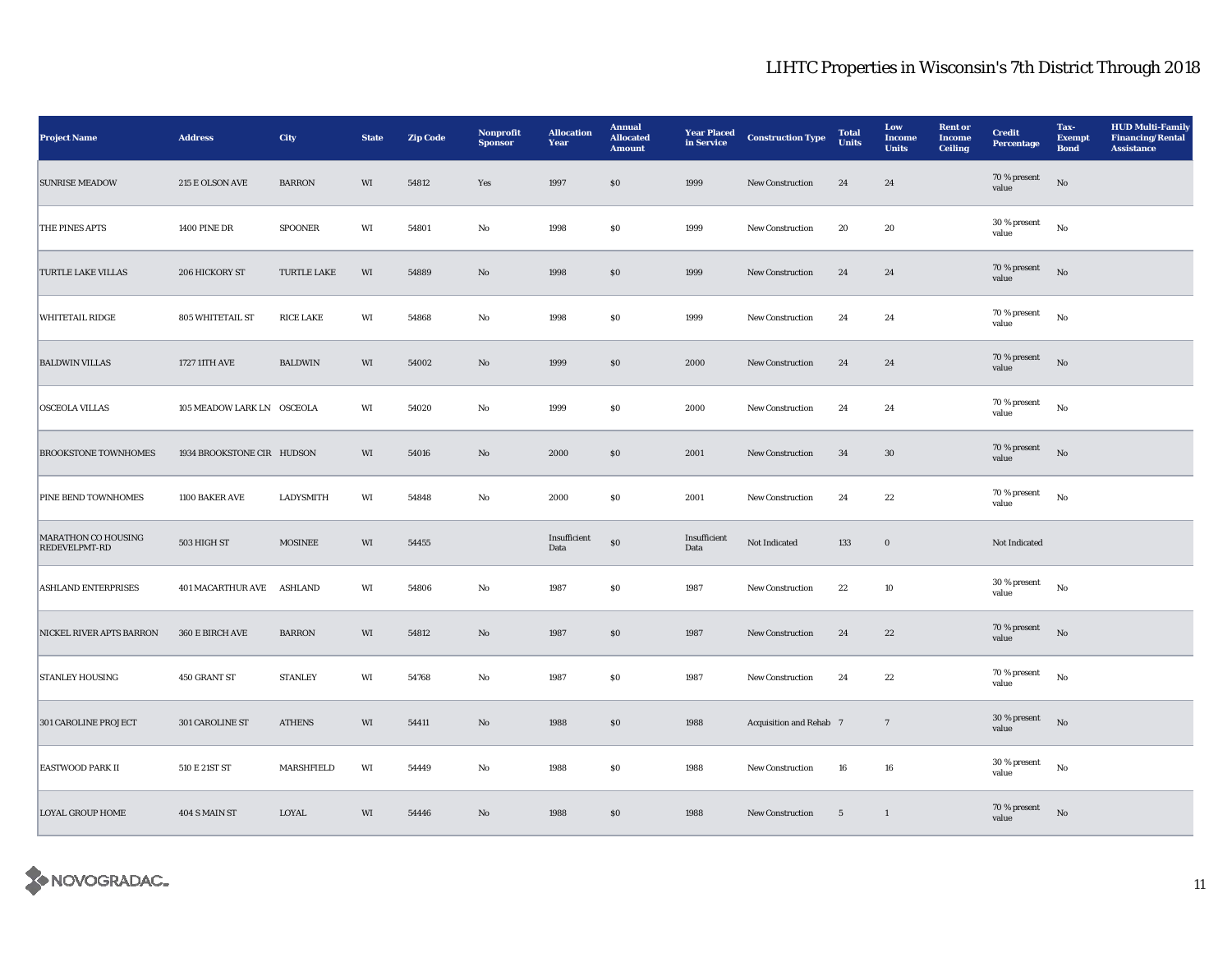## LIHTC Properties in Wisconsin's 7th District Through 2018

| Project Name | Address | City | State | Zip Code | Nonprofit Sponsor | Allocation Year | Annual Allocated Amount | Year Placed in Service | Construction Type | Total Units | Low Income Units | Rent or Income Ceiling | Credit Percentage | Tax-Exempt Bond | HUD Multi-Family Financing/Rental Assistance |
|---|---|---|---|---|---|---|---|---|---|---|---|---|---|---|---|
| SUNRISE MEADOW | 215 E OLSON AVE | BARRON | WI | 54812 | Yes | 1997 | $0 | 1999 | New Construction | 24 | 24 | | 70 % present value | No | |
| THE PINES APTS | 1400 PINE DR | SPOONER | WI | 54801 | No | 1998 | $0 | 1999 | New Construction | 20 | 20 | | 30 % present value | No | |
| TURTLE LAKE VILLAS | 206 HICKORY ST | TURTLE LAKE | WI | 54889 | No | 1998 | $0 | 1999 | New Construction | 24 | 24 | | 70 % present value | No | |
| WHITETAIL RIDGE | 805 WHITETAIL ST | RICE LAKE | WI | 54868 | No | 1998 | $0 | 1999 | New Construction | 24 | 24 | | 70 % present value | No | |
| BALDWIN VILLAS | 1727 11TH AVE | BALDWIN | WI | 54002 | No | 1999 | $0 | 2000 | New Construction | 24 | 24 | | 70 % present value | No | |
| OSCEOLA VILLAS | 105 MEADOW LARK LN | OSCEOLA | WI | 54020 | No | 1999 | $0 | 2000 | New Construction | 24 | 24 | | 70 % present value | No | |
| BROOKSTONE TOWNHOMES | 1934 BROOKSTONE CIR | HUDSON | WI | 54016 | No | 2000 | $0 | 2001 | New Construction | 34 | 30 | | 70 % present value | No | |
| PINE BEND TOWNHOMES | 1100 BAKER AVE | LADYSMITH | WI | 54848 | No | 2000 | $0 | 2001 | New Construction | 24 | 22 | | 70 % present value | No | |
| MARATHON CO HOUSING REDEVELPMT-RD | 503 HIGH ST | MOSINEE | WI | 54455 | | Insufficient Data | $0 | Insufficient Data | Not Indicated | 133 | 0 | | Not Indicated | | |
| ASHLAND ENTERPRISES | 401 MACARTHUR AVE | ASHLAND | WI | 54806 | No | 1987 | $0 | 1987 | New Construction | 22 | 10 | | 30 % present value | No | |
| NICKEL RIVER APTS BARRON | 360 E BIRCH AVE | BARRON | WI | 54812 | No | 1987 | $0 | 1987 | New Construction | 24 | 22 | | 70 % present value | No | |
| STANLEY HOUSING | 450 GRANT ST | STANLEY | WI | 54768 | No | 1987 | $0 | 1987 | New Construction | 24 | 22 | | 70 % present value | No | |
| 301 CAROLINE PROJECT | 301 CAROLINE ST | ATHENS | WI | 54411 | No | 1988 | $0 | 1988 | Acquisition and Rehab | 7 | 7 | | 30 % present value | No | |
| EASTWOOD PARK II | 510 E 21ST ST | MARSHFIELD | WI | 54449 | No | 1988 | $0 | 1988 | New Construction | 16 | 16 | | 30 % present value | No | |
| LOYAL GROUP HOME | 404 S MAIN ST | LOYAL | WI | 54446 | No | 1988 | $0 | 1988 | New Construction | 5 | 1 | | 70 % present value | No | |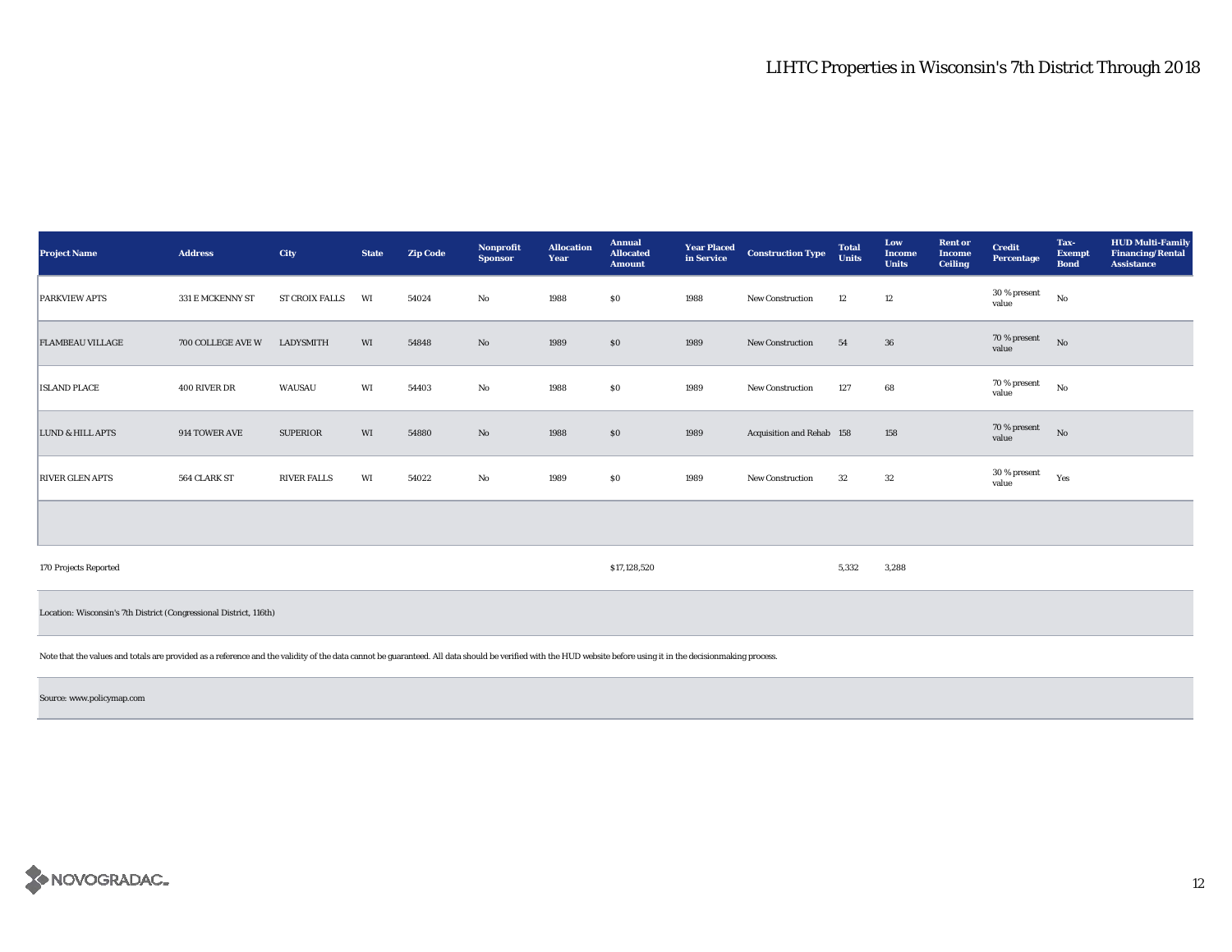# LIHTC Properties in Wisconsin's 7th District Through 2018

| Project Name | Address | City | State | Zip Code | Nonprofit Sponsor | Allocation Year | Annual Allocated Amount | Year Placed in Service | Construction Type | Total Units | Low Income Units | Rent or Income Ceiling | Credit Percentage | Tax-Exempt Bond | HUD Multi-Family Financing/Rental Assistance |
|---|---|---|---|---|---|---|---|---|---|---|---|---|---|---|---|
| PARKVIEW APTS | 331 E MCKENNY ST | ST CROIX FALLS | WI | 54024 | No | 1988 | $0 | 1988 | New Construction | 12 | 12 | | 30 % present value | No | |
| FLAMBEAU VILLAGE | 700 COLLEGE AVE W | LADYSMITH | WI | 54848 | No | 1989 | $0 | 1989 | New Construction | 54 | 36 | | 70 % present value | No | |
| ISLAND PLACE | 400 RIVER DR | WAUSAU | WI | 54403 | No | 1988 | $0 | 1989 | New Construction | 127 | 68 | | 70 % present value | No | |
| LUND & HILL APTS | 914 TOWER AVE | SUPERIOR | WI | 54880 | No | 1988 | $0 | 1989 | Acquisition and Rehab | 158 | 158 | | 70 % present value | No | |
| RIVER GLEN APTS | 564 CLARK ST | RIVER FALLS | WI | 54022 | No | 1989 | $0 | 1989 | New Construction | 32 | 32 | | 30 % present value | Yes | |
| | | | | | | | | | | | | | | | |
| 170 Projects Reported | | | | | | | $17,128,520 | | | 5,332 | 3,288 | | | | |

Location: Wisconsin's 7th District (Congressional District, 116th)

Note that the values and totals are provided as a reference and the validity of the data cannot be guaranteed. All data should be verified with the HUD website before using it in the decisionmaking process.

Source: www.policymap.com